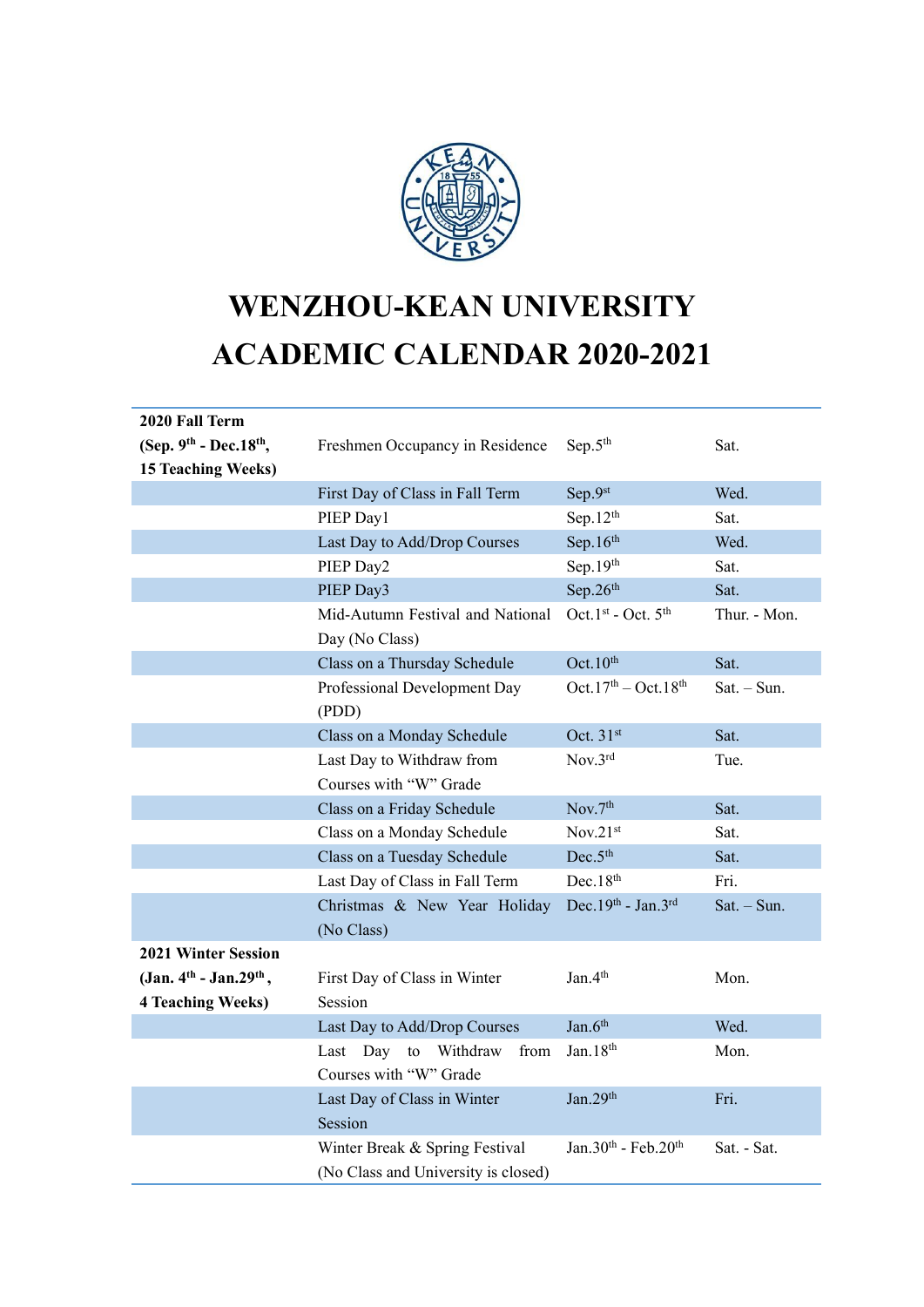# WENZHOU-KEAN UNIVERSITY
# ACADEMIC CALENDAR 2020-2021

| | | | |
|---|---|---|---|
| **2020 Fall Term (Sep. 9th - Dec.18th, 15 Teaching Weeks)** | Freshmen Occupancy in Residence | Sep.5th | Sat. |
| | First Day of Class in Fall Term | Sep.9st | Wed. |
| | PIEP Day1 | Sep.12th | Sat. |
| | Last Day to Add/Drop Courses | Sep.16th | Wed. |
| | PIEP Day2 | Sep.19th | Sat. |
| | PIEP Day3 | Sep.26th | Sat. |
| | Mid-Autumn Festival and National Day (No Class) | Oct.1st - Oct. 5th | Thur. - Mon. |
| | Class on a Thursday Schedule | Oct.10th | Sat. |
| | Professional Development Day (PDD) | Oct.17th – Oct.18th | Sat. – Sun. |
| | Class on a Monday Schedule | Oct. 31st | Sat. |
| | Last Day to Withdraw from Courses with "W" Grade | Nov.3rd | Tue. |
| | Class on a Friday Schedule | Nov.7th | Sat. |
| | Class on a Monday Schedule | Nov.21st | Sat. |
| | Class on a Tuesday Schedule | Dec.5th | Sat. |
| | Last Day of Class in Fall Term | Dec.18th | Fri. |
| | Christmas & New Year Holiday (No Class) | Dec.19th - Jan.3rd | Sat. – Sun. |
| **2021 Winter Session (Jan. 4th - Jan.29th, 4 Teaching Weeks)** | First Day of Class in Winter Session | Jan.4th | Mon. |
| | Last Day to Add/Drop Courses | Jan.6th | Wed. |
| | Last Day to Withdraw from Courses with "W" Grade | Jan.18th | Mon. |
| | Last Day of Class in Winter Session | Jan.29th | Fri. |
| | Winter Break & Spring Festival (No Class and University is closed) | Jan.30th - Feb.20th | Sat. - Sat. |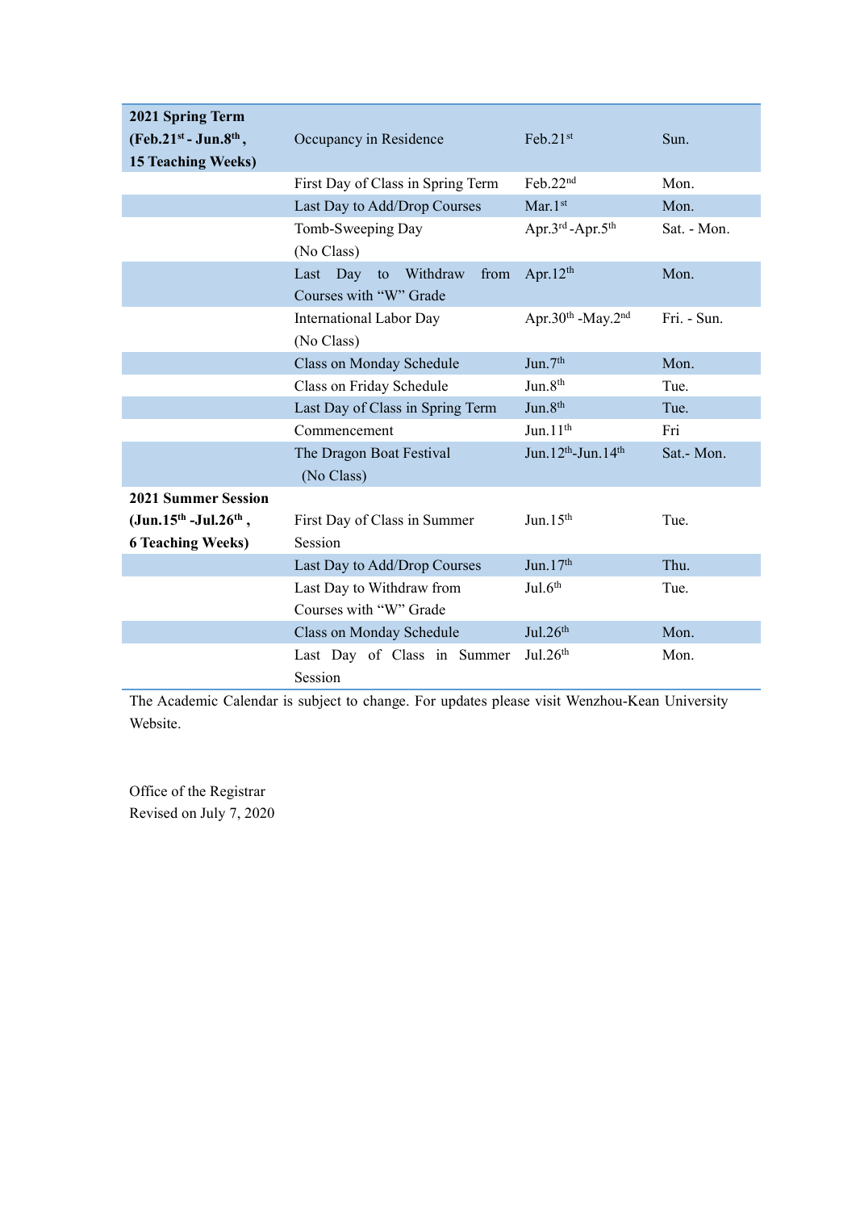| | | | |
|---|---|---|---|
| **2021 Spring Term (Feb.21st - Jun.8th, 15 Teaching Weeks)** | Occupancy in Residence | Feb.21st | Sun. |
| | First Day of Class in Spring Term | Feb.22nd | Mon. |
| | Last Day to Add/Drop Courses | Mar.1st | Mon. |
| | Tomb-Sweeping Day (No Class) | Apr.3rd -Apr.5th | Sat. - Mon. |
| | Last Day to Withdraw from Courses with "W" Grade | Apr.12th | Mon. |
| | International Labor Day (No Class) | Apr.30th -May.2nd | Fri. - Sun. |
| | Class on Monday Schedule | Jun.7th | Mon. |
| | Class on Friday Schedule | Jun.8th | Tue. |
| | Last Day of Class in Spring Term | Jun.8th | Tue. |
| | Commencement | Jun.11th | Fri |
| | The Dragon Boat Festival (No Class) | Jun.12th-Jun.14th | Sat.- Mon. |
| **2021 Summer Session (Jun.15th -Jul.26th, 6 Teaching Weeks)** | First Day of Class in Summer Session | Jun.15th | Tue. |
| | Last Day to Add/Drop Courses | Jun.17th | Thu. |
| | Last Day to Withdraw from Courses with "W" Grade | Jul.6th | Tue. |
| | Class on Monday Schedule | Jul.26th | Mon. |
| | Last Day of Class in Summer Session | Jul.26th | Mon. |

The Academic Calendar is subject to change. For updates please visit Wenzhou-Kean University Website.

Office of the Registrar
Revised on July 7, 2020